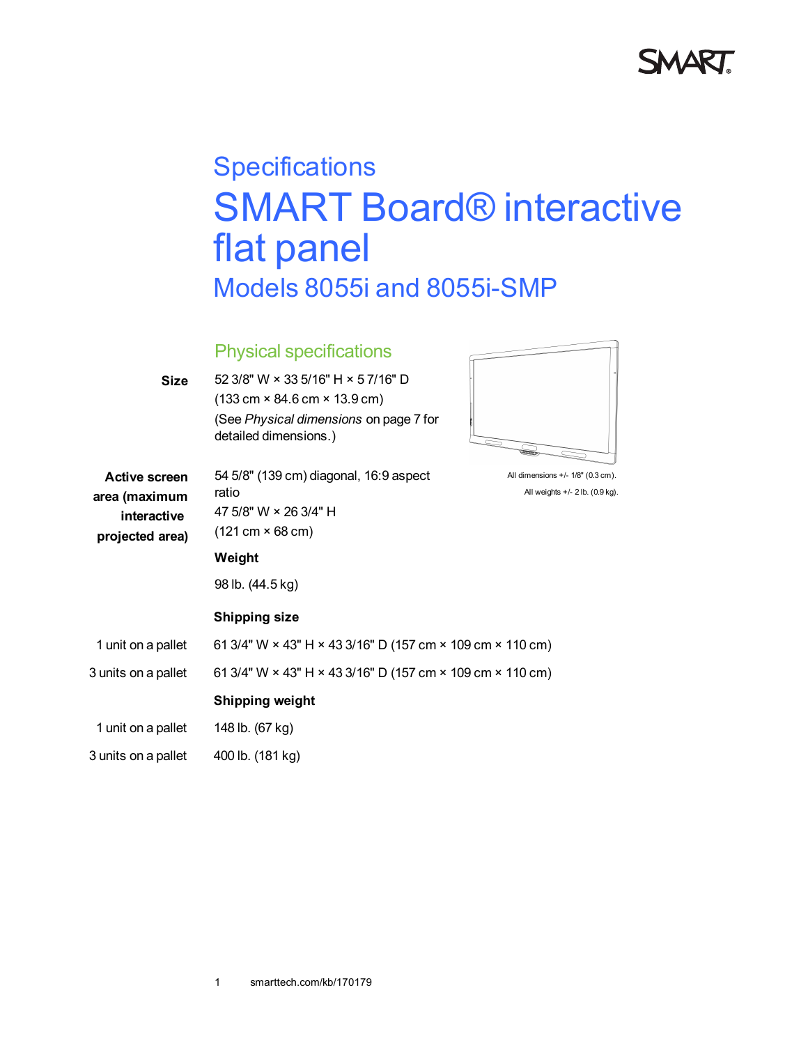Specifications

# SMART Board® interactive flat panel

## Models 8055i and 8055i-SMP

### Physical specifications

| | |
|---|---|
| **Size** | 52 3/8" W × 33 5/16" H × 5 7/16" D (133 cm × 84.6 cm × 13.9 cm) (See *Physical dimensions* on page 7 for detailed dimensions.) |
| **Active screen area (maximum interactive projected area)** | 54 5/8" (139 cm) diagonal, 16:9 aspect ratio 47 5/8" W × 26 3/4" H (121 cm × 68 cm) |

All dimensions +/- 1/8" (0.3 cm).

All weights +/- 2 lb. (0.9 kg).

**Weight**

98 lb. (44.5 kg)

**Shipping size**

| | |
|---|---|
| 1 unit on a pallet | 61 3/4" W × 43" H × 43 3/16" D (157 cm × 109 cm × 110 cm) |
| 3 units on a pallet | 61 3/4" W × 43" H × 43 3/16" D (157 cm × 109 cm × 110 cm) |

**Shipping weight**

| | |
|---|---|
| 1 unit on a pallet | 148 lb. (67 kg) |
| 3 units on a pallet | 400 lb. (181 kg) |

smarttech.com/kb/170179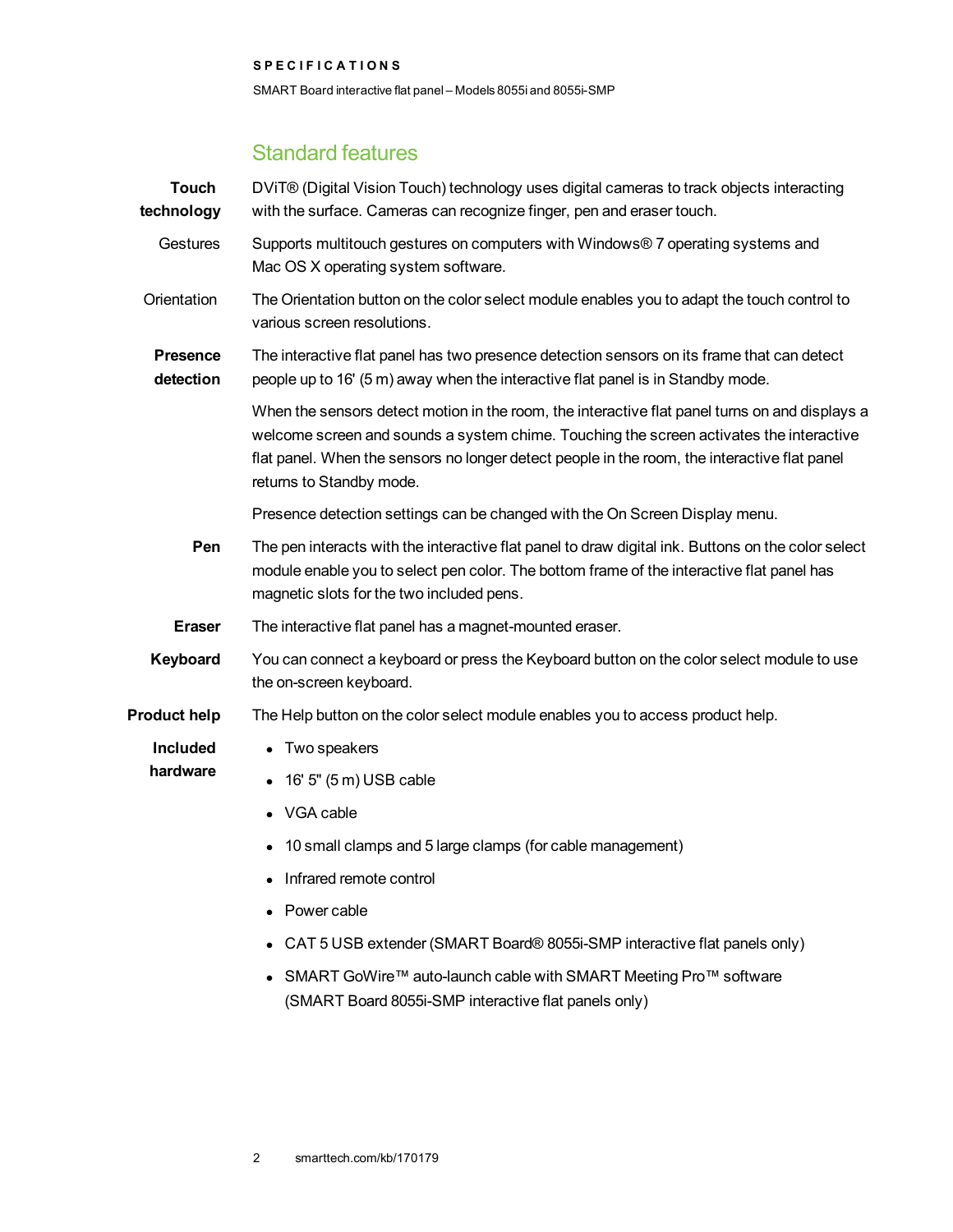## Standard features

**Touch technology** — DViT® (Digital Vision Touch) technology uses digital cameras to track objects interacting with the surface. Cameras can recognize finger, pen and eraser touch.

Gestures — Supports multitouch gestures on computers with Windows® 7 operating systems and Mac OS X operating system software.

Orientation — The Orientation button on the color select module enables you to adapt the touch control to various screen resolutions.

**Presence detection** — The interactive flat panel has two presence detection sensors on its frame that can detect people up to 16' (5 m) away when the interactive flat panel is in Standby mode.

When the sensors detect motion in the room, the interactive flat panel turns on and displays a welcome screen and sounds a system chime. Touching the screen activates the interactive flat panel. When the sensors no longer detect people in the room, the interactive flat panel returns to Standby mode.

Presence detection settings can be changed with the On Screen Display menu.

**Pen** — The pen interacts with the interactive flat panel to draw digital ink. Buttons on the color select module enable you to select pen color. The bottom frame of the interactive flat panel has magnetic slots for the two included pens.

**Eraser** — The interactive flat panel has a magnet-mounted eraser.

**Keyboard** — You can connect a keyboard or press the Keyboard button on the color select module to use the on-screen keyboard.

**Product help** — The Help button on the color select module enables you to access product help.

**Included hardware**

- Two speakers
- 16' 5" (5 m) USB cable
- VGA cable
- 10 small clamps and 5 large clamps (for cable management)
- Infrared remote control
- Power cable
- CAT 5 USB extender (SMART Board® 8055i-SMP interactive flat panels only)
- SMART GoWire™ auto-launch cable with SMART Meeting Pro™ software (SMART Board 8055i-SMP interactive flat panels only)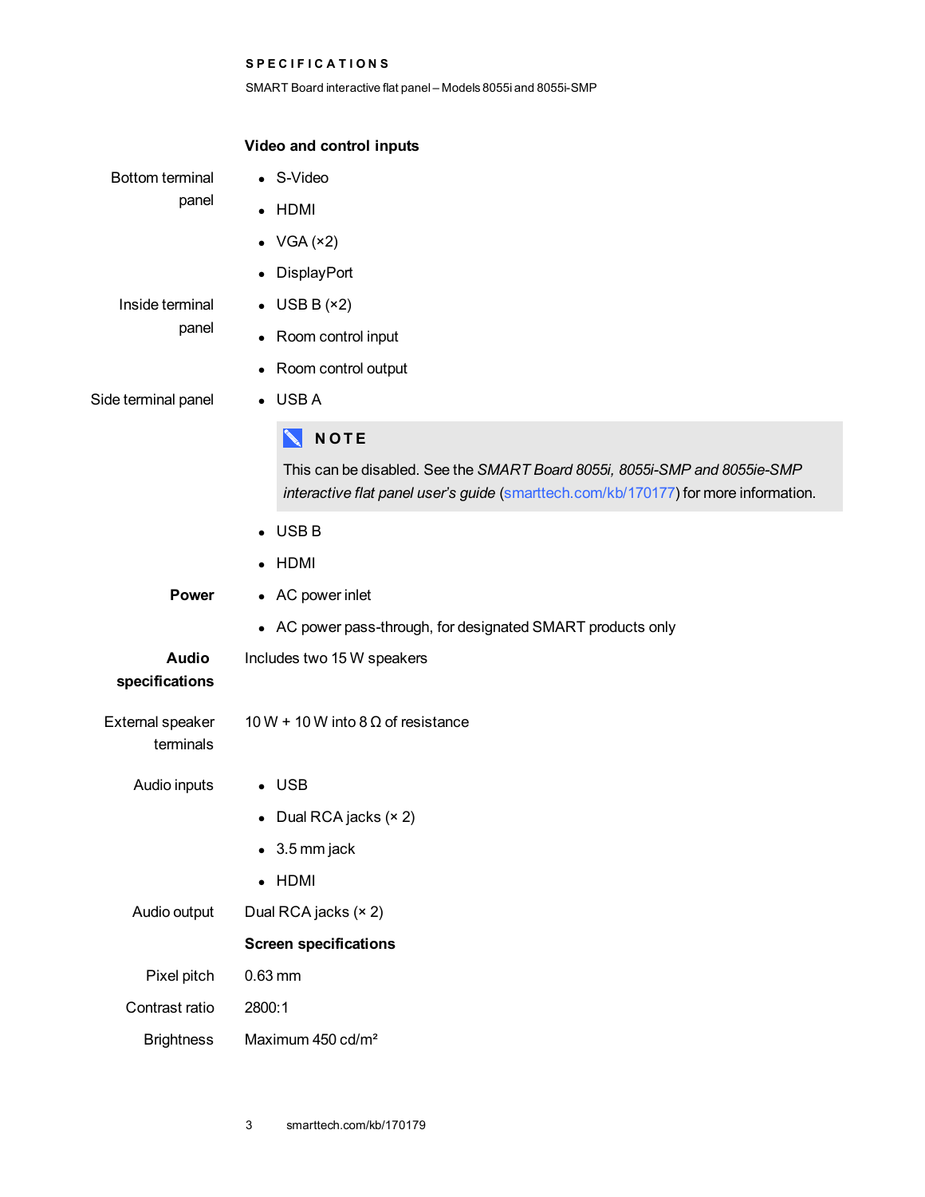### Video and control inputs

| | |
|---|---|
| Bottom terminal panel | • S-Video<br>• HDMI<br>• VGA (×2)<br>• DisplayPort |
| Inside terminal panel | • USB B (×2)<br>• Room control input<br>• Room control output |
| Side terminal panel | • USB A<br>**NOTE** This can be disabled. See the *SMART Board 8055i, 8055i-SMP and 8055ie-SMP interactive flat panel user's guide* (smarttech.com/kb/170177) for more information.<br>• USB B<br>• HDMI |
| **Power** | • AC power inlet<br>• AC power pass-through, for designated SMART products only |
| **Audio specifications** | Includes two 15 W speakers |
| External speaker terminals | 10 W + 10 W into 8 Ω of resistance |
| Audio inputs | • USB<br>• Dual RCA jacks (× 2)<br>• 3.5 mm jack<br>• HDMI |
| Audio output | Dual RCA jacks (× 2) |

### Screen specifications

| | |
|---|---|
| Pixel pitch | 0.63 mm |
| Contrast ratio | 2800:1 |
| Brightness | Maximum 450 cd/m² |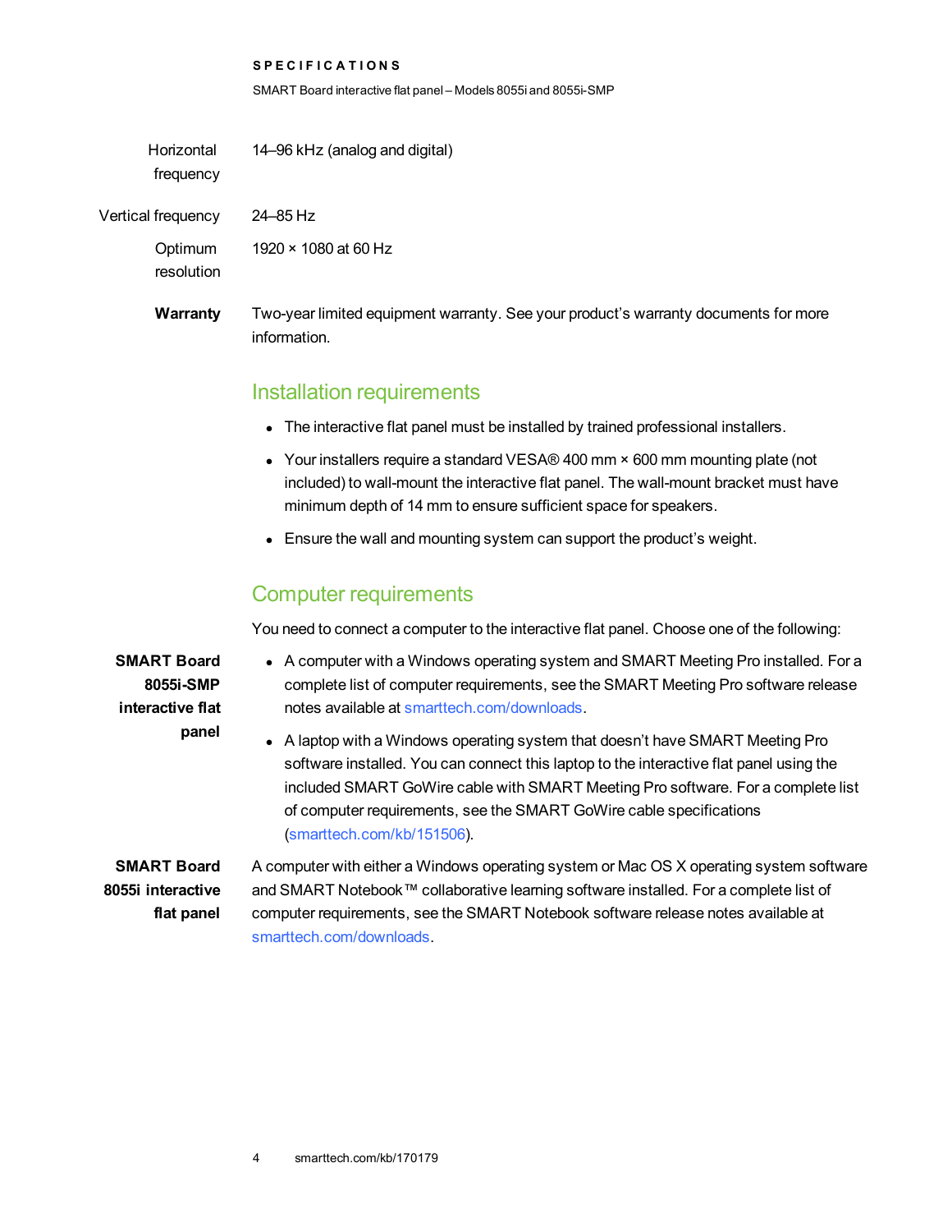| | |
|---|---|
| Horizontal frequency | 14–96 kHz (analog and digital) |
| Vertical frequency | 24–85 Hz |
| Optimum resolution | 1920 × 1080 at 60 Hz |

**Warranty** Two-year limited equipment warranty. See your product's warranty documents for more information.

## Installation requirements

- The interactive flat panel must be installed by trained professional installers.
- Your installers require a standard VESA® 400 mm × 600 mm mounting plate (not included) to wall-mount the interactive flat panel. The wall-mount bracket must have minimum depth of 14 mm to ensure sufficient space for speakers.
- Ensure the wall and mounting system can support the product's weight.

## Computer requirements

You need to connect a computer to the interactive flat panel. Choose one of the following:

**SMART Board 8055i-SMP interactive flat panel**

- A computer with a Windows operating system and SMART Meeting Pro installed. For a complete list of computer requirements, see the SMART Meeting Pro software release notes available at smarttech.com/downloads.
- A laptop with a Windows operating system that doesn't have SMART Meeting Pro software installed. You can connect this laptop to the interactive flat panel using the included SMART GoWire cable with SMART Meeting Pro software. For a complete list of computer requirements, see the SMART GoWire cable specifications (smarttech.com/kb/151506).

**SMART Board 8055i interactive flat panel**

A computer with either a Windows operating system or Mac OS X operating system software and SMART Notebook™ collaborative learning software installed. For a complete list of computer requirements, see the SMART Notebook software release notes available at smarttech.com/downloads.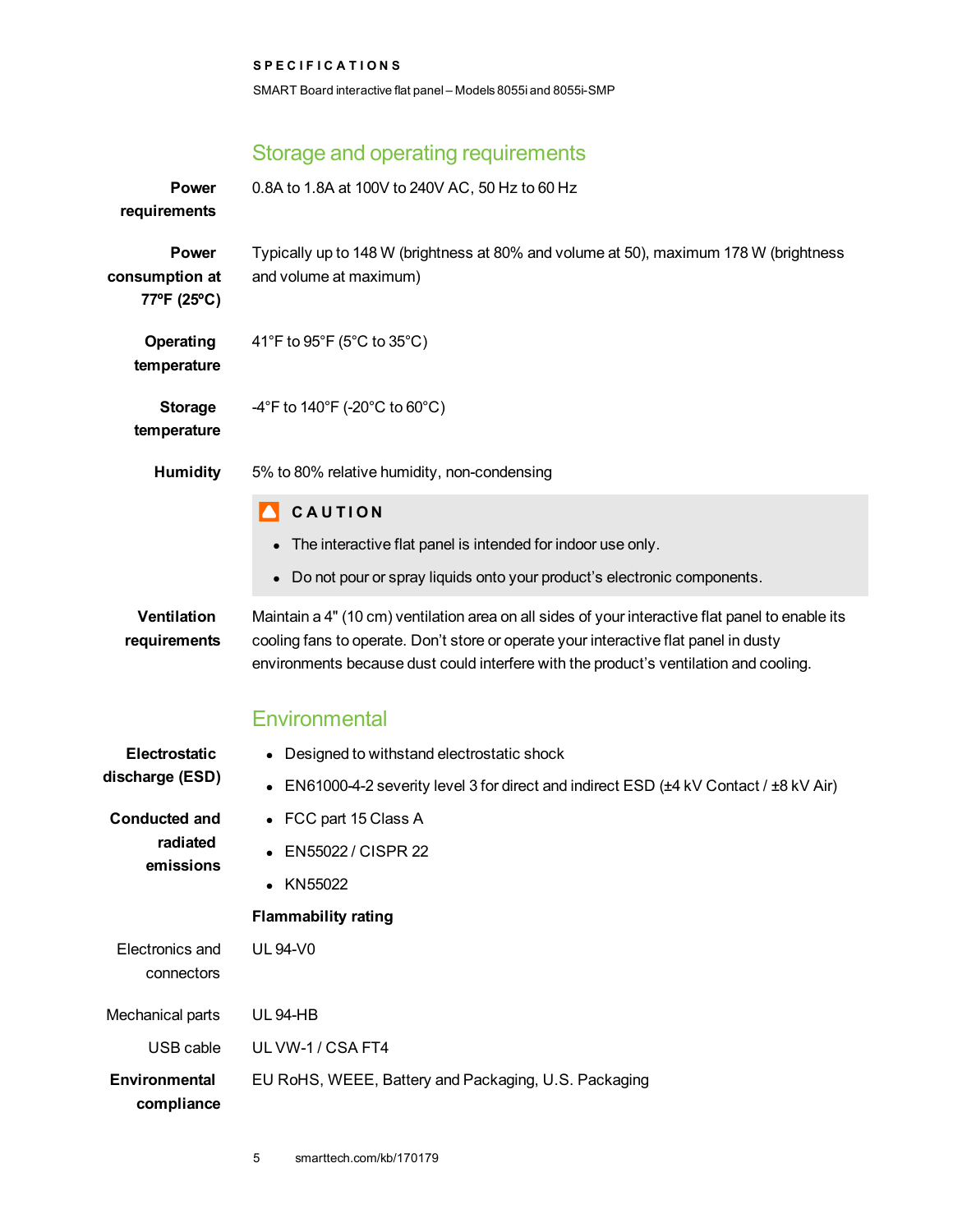## Storage and operating requirements

**Power requirements**

0.8A to 1.8A at 100V to 240V AC, 50 Hz to 60 Hz

**Power consumption at 77ºF (25ºC)**

Typically up to 148 W (brightness at 80% and volume at 50), maximum 178 W (brightness and volume at maximum)

**Operating temperature**

41°F to 95°F (5°C to 35°C)

**Storage temperature**

-4°F to 140°F (-20°C to 60°C)

**Humidity**

5% to 80% relative humidity, non-condensing

> **CAUTION**
>
> - The interactive flat panel is intended for indoor use only.
> - Do not pour or spray liquids onto your product's electronic components.

**Ventilation requirements**

Maintain a 4" (10 cm) ventilation area on all sides of your interactive flat panel to enable its cooling fans to operate. Don't store or operate your interactive flat panel in dusty environments because dust could interfere with the product's ventilation and cooling.

## Environmental

**Electrostatic discharge (ESD)**

- Designed to withstand electrostatic shock
- EN61000-4-2 severity level 3 for direct and indirect ESD (±4 kV Contact / ±8 kV Air)

**Conducted and radiated emissions**

- FCC part 15 Class A
- EN55022 / CISPR 22
- KN55022

**Flammability rating**

Electronics and connectors: UL 94-V0

Mechanical parts: UL 94-HB

USB cable: UL VW-1 / CSA FT4

**Environmental compliance**

EU RoHS, WEEE, Battery and Packaging, U.S. Packaging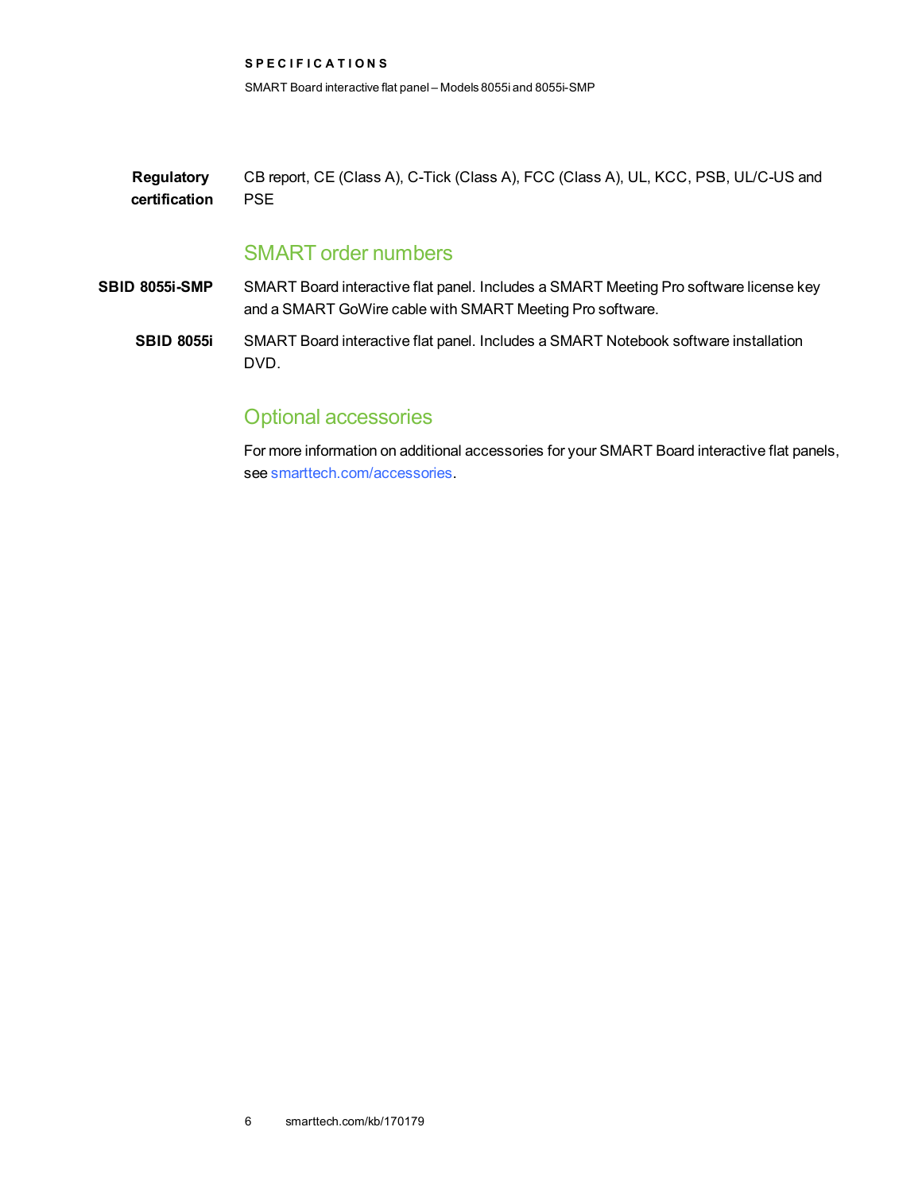**Regulatory certification** CB report, CE (Class A), C-Tick (Class A), FCC (Class A), UL, KCC, PSB, UL/C-US and PSE

## SMART order numbers

**SBID 8055i-SMP** SMART Board interactive flat panel. Includes a SMART Meeting Pro software license key and a SMART GoWire cable with SMART Meeting Pro software.

**SBID 8055i** SMART Board interactive flat panel. Includes a SMART Notebook software installation DVD.

## Optional accessories

For more information on additional accessories for your SMART Board interactive flat panels, see smarttech.com/accessories.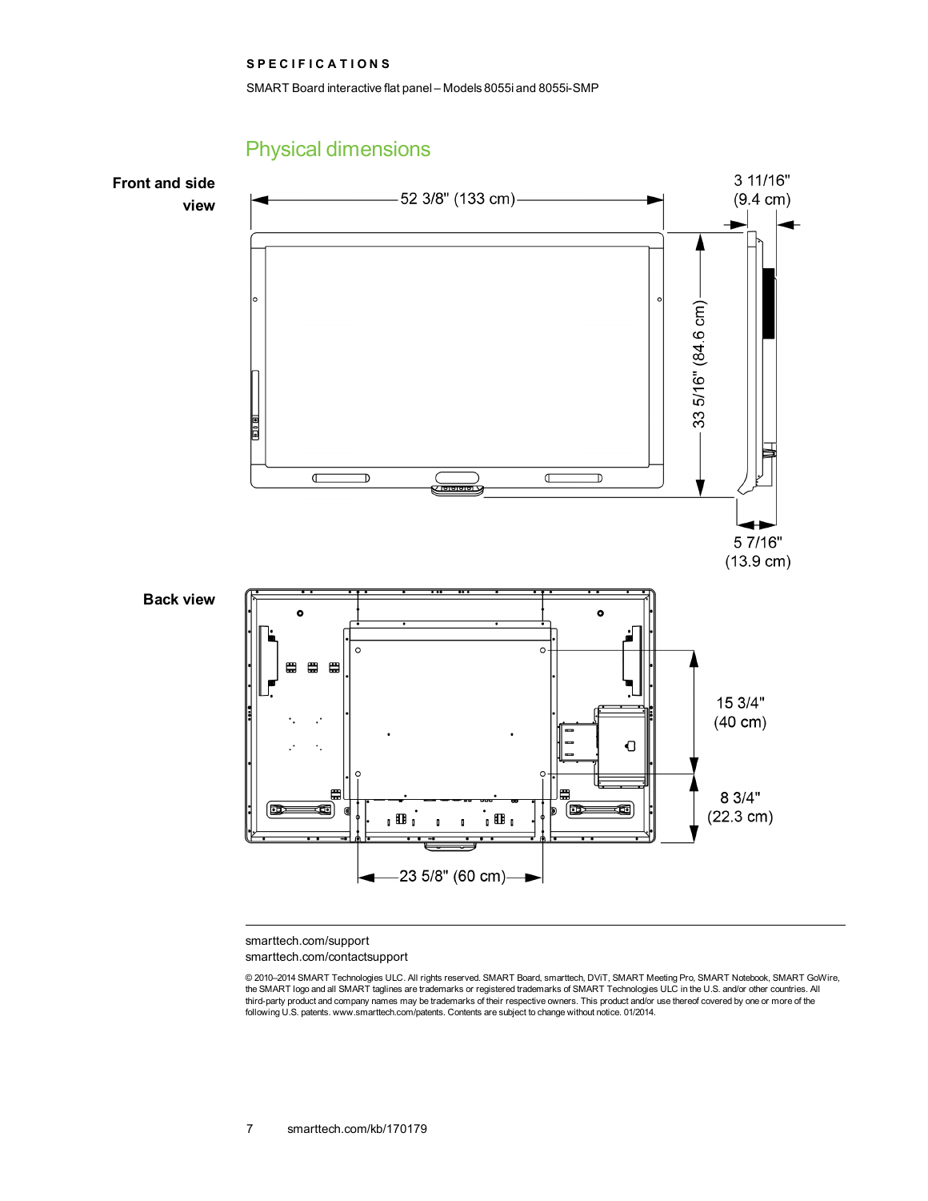## Physical dimensions

**Front and side view**

52 3/8" (133 cm)

3 11/16"
(9.4 cm)

33 5/16" (84.6 cm)

5 7/16"
(13.9 cm)

**Back view**

15 3/4"
(40 cm)

8 3/4"
(22.3 cm)

23 5/8" (60 cm)

---

smarttech.com/support
smarttech.com/contactsupport

© 2010–2014 SMART Technologies ULC. All rights reserved. SMART Board, smarttech, DViT, SMART Meeting Pro, SMART Notebook, SMART GoWire, the SMART logo and all SMART taglines are trademarks or registered trademarks of SMART Technologies ULC in the U.S. and/or other countries. All third-party product and company names may be trademarks of their respective owners. This product and/or use thereof covered by one or more of the following U.S. patents. www.smarttech.com/patents. Contents are subject to change without notice. 01/2014.